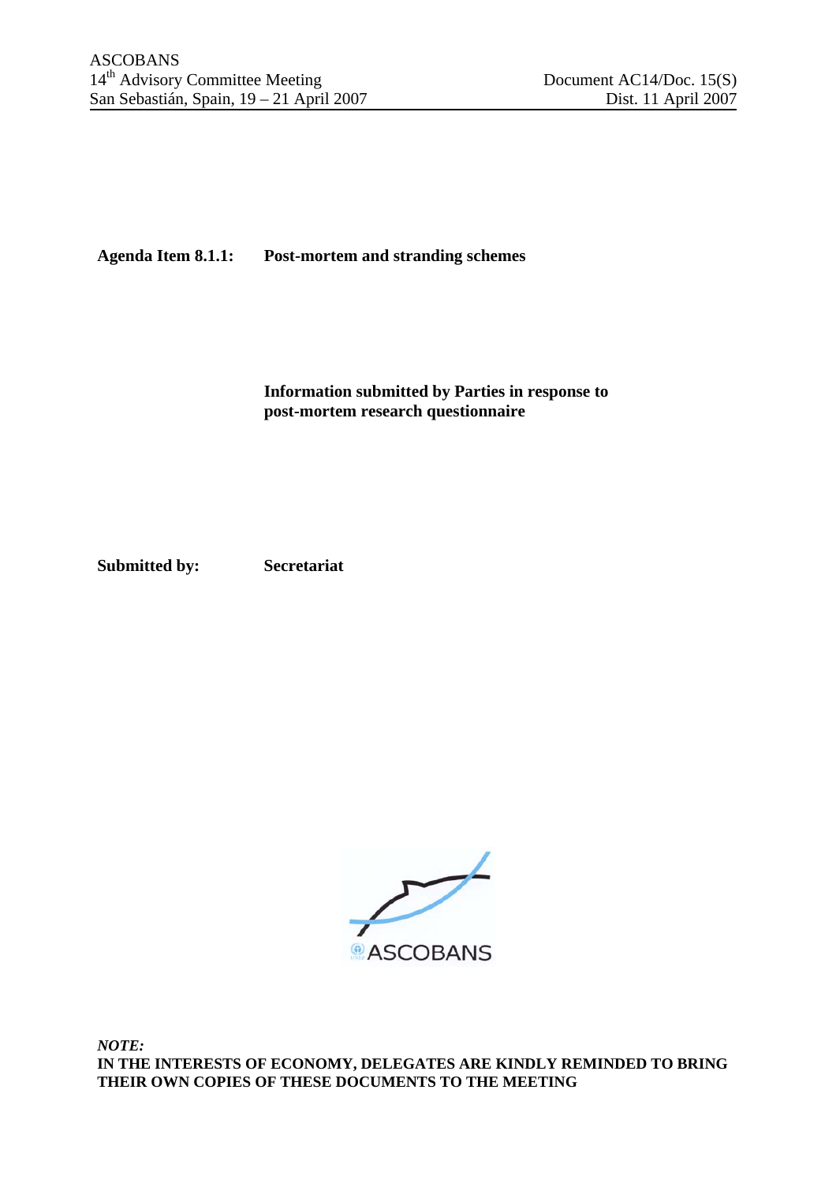ASCOBANS
14th Advisory Committee Meeting
San Sebastián, Spain, 19 – 21 April 2007

Document AC14/Doc. 15(S)
Dist. 11 April 2007

**Agenda Item 8.1.1:** **Post-mortem and stranding schemes**

**Information submitted by Parties in response to post-mortem research questionnaire**

**Submitted by:** **Secretariat**

ASCOBANS

***NOTE:***
**IN THE INTERESTS OF ECONOMY, DELEGATES ARE KINDLY REMINDED TO BRING THEIR OWN COPIES OF THESE DOCUMENTS TO THE MEETING**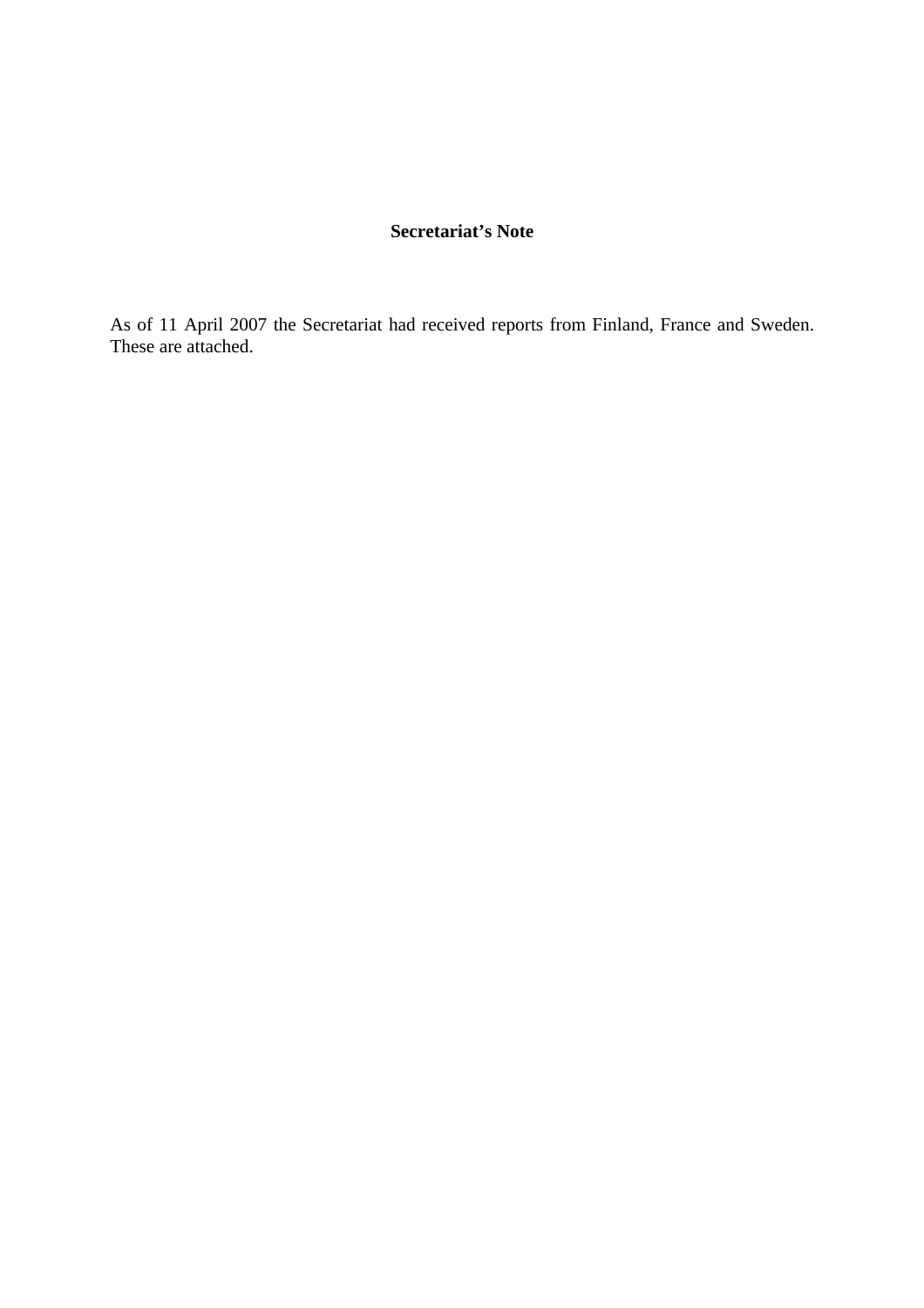**Secretariat's Note**

As of 11 April 2007 the Secretariat had received reports from Finland, France and Sweden. These are attached.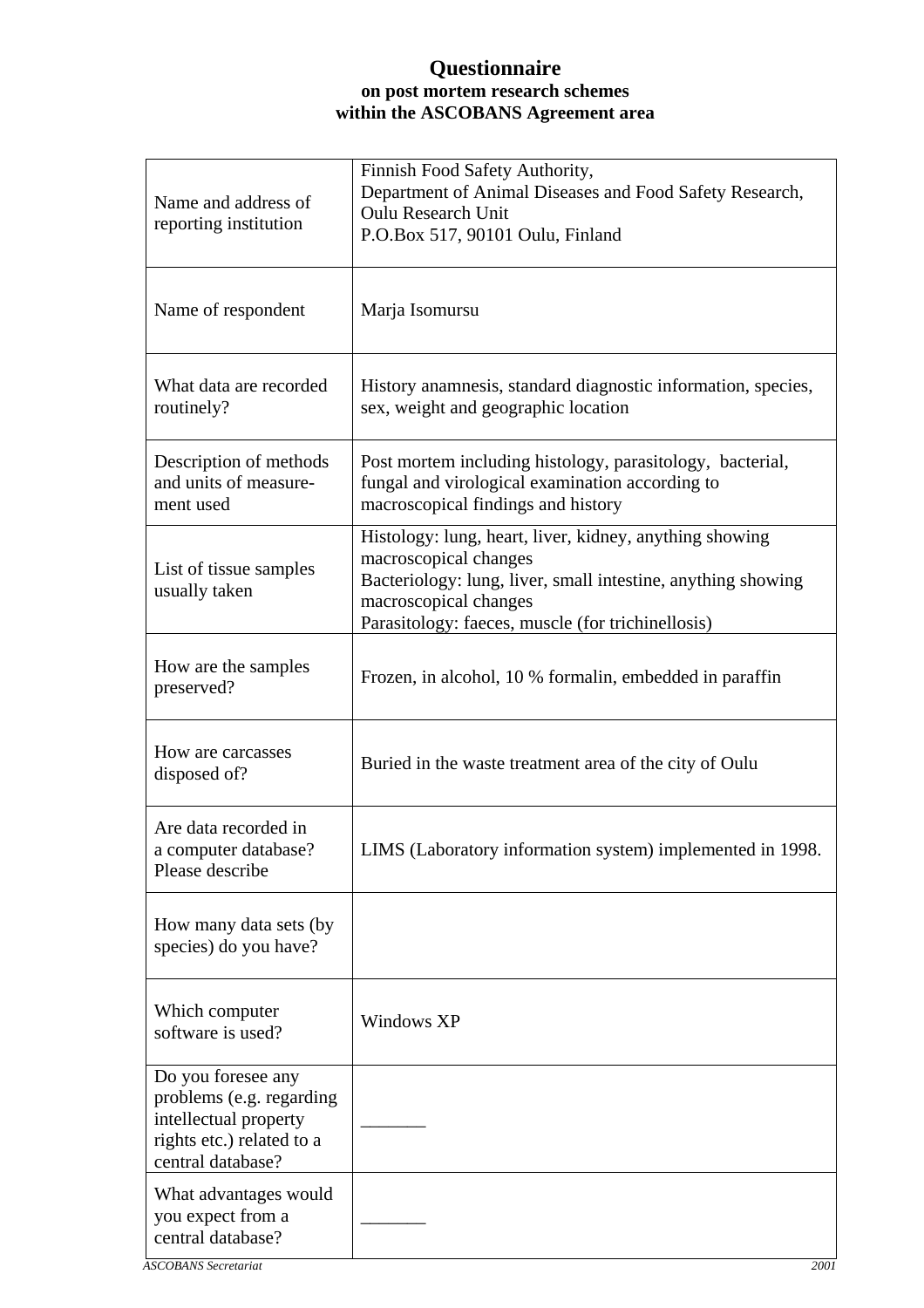# Questionnaire

**on post mortem research schemes within the ASCOBANS Agreement area**

| | |
|---|---|
| Name and address of reporting institution | Finnish Food Safety Authority,<br>Department of Animal Diseases and Food Safety Research,<br>Oulu Research Unit<br>P.O.Box 517, 90101 Oulu, Finland |
| Name of respondent | Marja Isomursu |
| What data are recorded routinely? | History anamnesis, standard diagnostic information, species, sex, weight and geographic location |
| Description of methods and units of measure-ment used | Post mortem including histology, parasitology, bacterial, fungal and virological examination according to macroscopical findings and history |
| List of tissue samples usually taken | Histology: lung, heart, liver, kidney, anything showing macroscopical changes<br>Bacteriology: lung, liver, small intestine, anything showing macroscopical changes<br>Parasitology: faeces, muscle (for trichinellosis) |
| How are the samples preserved? | Frozen, in alcohol, 10 % formalin, embedded in paraffin |
| How are carcasses disposed of? | Buried in the waste treatment area of the city of Oulu |
| Are data recorded in a computer database? Please describe | LIMS (Laboratory information system) implemented in 1998. |
| How many data sets (by species) do you have? | |
| Which computer software is used? | Windows XP |
| Do you foresee any problems (e.g. regarding intellectual property rights etc.) related to a central database? | _______ |
| What advantages would you expect from a central database? | _______ |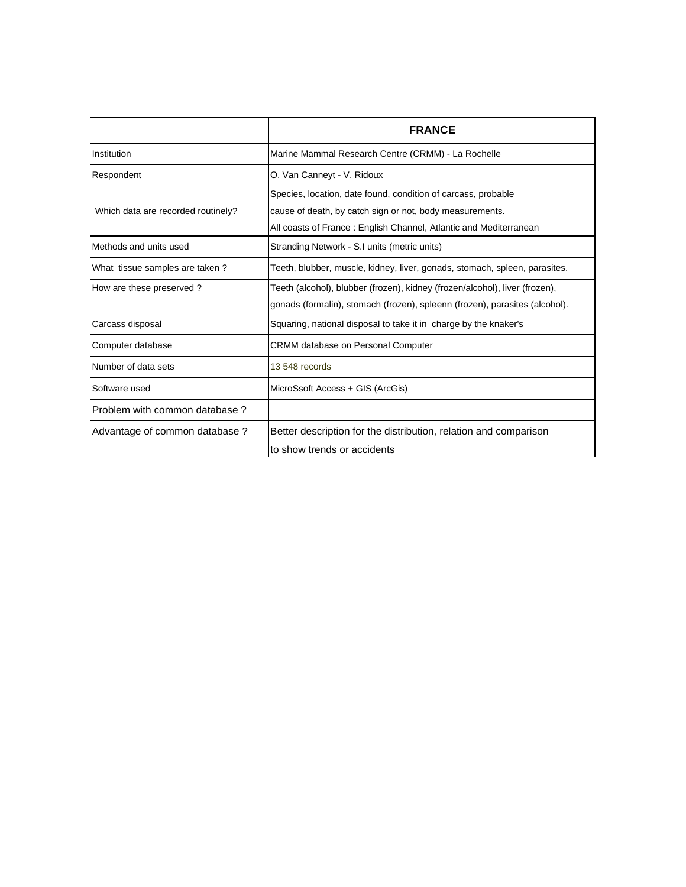| | **FRANCE** |
|---|---|
| Institution | Marine Mammal Research Centre (CRMM) - La Rochelle |
| Respondent | O. Van Canneyt - V. Ridoux |
| Which data are recorded routinely? | Species, location, date found, condition of carcass, probable cause of death, by catch sign or not, body measurements. All coasts of France : English Channel, Atlantic and Mediterranean |
| Methods and units used | Stranding Network - S.I units (metric units) |
| What tissue samples are taken ? | Teeth, blubber, muscle, kidney, liver, gonads, stomach, spleen, parasites. |
| How are these preserved ? | Teeth (alcohol), blubber (frozen), kidney (frozen/alcohol), liver (frozen), gonads (formalin), stomach (frozen), spleenn (frozen), parasites (alcohol). |
| Carcass disposal | Squaring, national disposal to take it in charge by the knaker's |
| Computer database | CRMM database on Personal Computer |
| Number of data sets | 13 548 records |
| Software used | MicroSsoft Access + GIS (ArcGis) |
| Problem with common database ? | |
| Advantage of common database ? | Better description for the distribution, relation and comparison to show trends or accidents |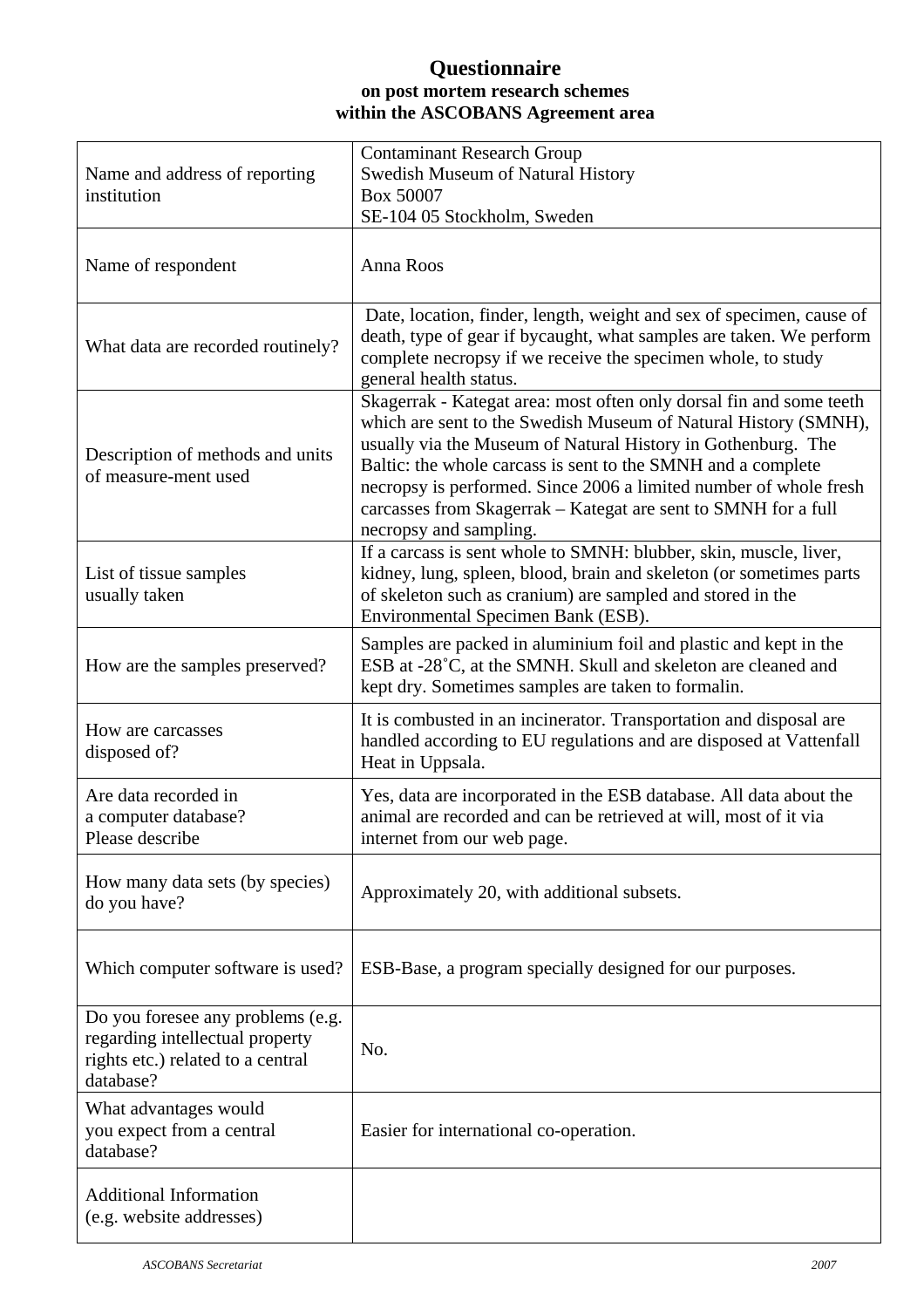# Questionnaire

### on post mortem research schemes within the ASCOBANS Agreement area

| | |
|---|---|
| Name and address of reporting institution | Contaminant Research Group<br>Swedish Museum of Natural History<br>Box 50007<br>SE-104 05 Stockholm, Sweden |
| Name of respondent | Anna Roos |
| What data are recorded routinely? | Date, location, finder, length, weight and sex of specimen, cause of death, type of gear if bycaught, what samples are taken. We perform complete necropsy if we receive the specimen whole, to study general health status. |
| Description of methods and units of measure-ment used | Skagerrak - Kategat area: most often only dorsal fin and some teeth which are sent to the Swedish Museum of Natural History (SMNH), usually via the Museum of Natural History in Gothenburg. The Baltic: the whole carcass is sent to the SMNH and a complete necropsy is performed. Since 2006 a limited number of whole fresh carcasses from Skagerrak – Kategat are sent to SMNH for a full necropsy and sampling. |
| List of tissue samples usually taken | If a carcass is sent whole to SMNH: blubber, skin, muscle, liver, kidney, lung, spleen, blood, brain and skeleton (or sometimes parts of skeleton such as cranium) are sampled and stored in the Environmental Specimen Bank (ESB). |
| How are the samples preserved? | Samples are packed in aluminium foil and plastic and kept in the ESB at -28˚C, at the SMNH. Skull and skeleton are cleaned and kept dry. Sometimes samples are taken to formalin. |
| How are carcasses disposed of? | It is combusted in an incinerator. Transportation and disposal are handled according to EU regulations and are disposed at Vattenfall Heat in Uppsala. |
| Are data recorded in a computer database? Please describe | Yes, data are incorporated in the ESB database. All data about the animal are recorded and can be retrieved at will, most of it via internet from our web page. |
| How many data sets (by species) do you have? | Approximately 20, with additional subsets. |
| Which computer software is used? | ESB-Base, a program specially designed for our purposes. |
| Do you foresee any problems (e.g. regarding intellectual property rights etc.) related to a central database? | No. |
| What advantages would you expect from a central database? | Easier for international co-operation. |
| Additional Information (e.g. website addresses) | |

*ASCOBANS Secretariat* *2007*